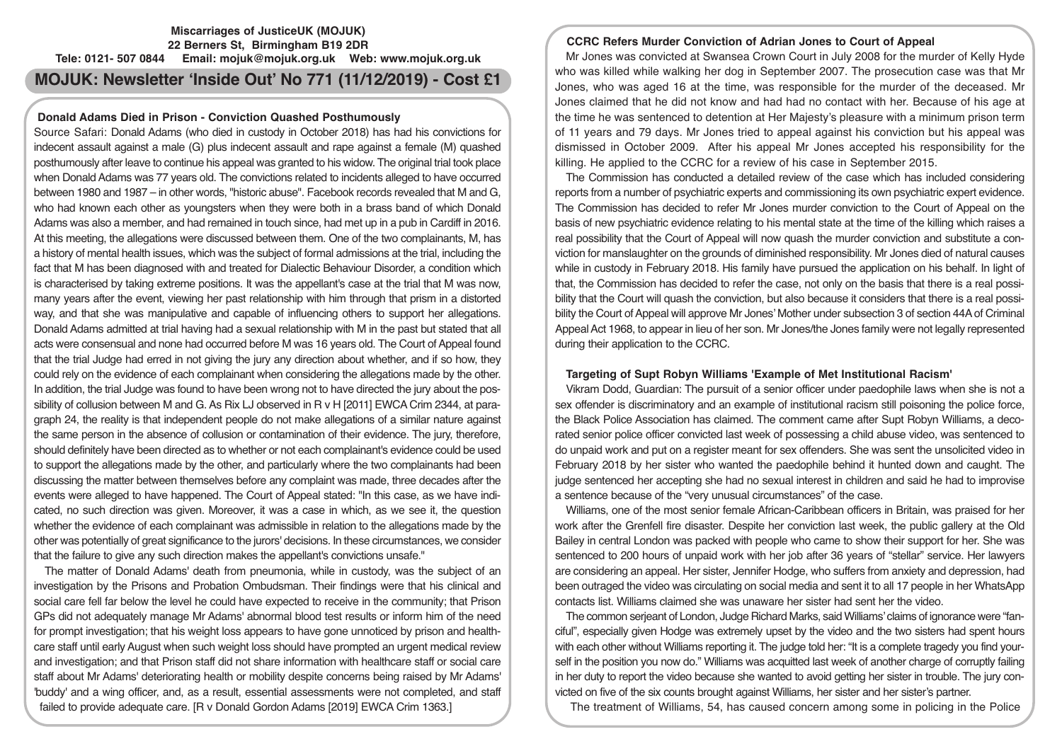**Miscarriages of JusticeUK (MOJUK)**
**22 Berners St, Birmingham B19 2DR**
**Tele: 0121- 507 0844 Email: mojuk@mojuk.org.uk Web: www.mojuk.org.uk**

# MOJUK: Newsletter 'Inside Out' No 771 (11/12/2019) - Cost £1

## Donald Adams Died in Prison - Conviction Quashed Posthumously

Source Safari: Donald Adams (who died in custody in October 2018) has had his convictions for indecent assault against a male (G) plus indecent assault and rape against a female (M) quashed posthumously after leave to continue his appeal was granted to his widow. The original trial took place when Donald Adams was 77 years old. The convictions related to incidents alleged to have occurred between 1980 and 1987 – in other words, "historic abuse". Facebook records revealed that M and G, who had known each other as youngsters when they were both in a brass band of which Donald Adams was also a member, and had remained in touch since, had met up in a pub in Cardiff in 2016. At this meeting, the allegations were discussed between them. One of the two complainants, M, has a history of mental health issues, which was the subject of formal admissions at the trial, including the fact that M has been diagnosed with and treated for Dialectic Behaviour Disorder, a condition which is characterised by taking extreme positions. It was the appellant's case at the trial that M was now, many years after the event, viewing her past relationship with him through that prism in a distorted way, and that she was manipulative and capable of influencing others to support her allegations. Donald Adams admitted at trial having had a sexual relationship with M in the past but stated that all acts were consensual and none had occurred before M was 16 years old. The Court of Appeal found that the trial Judge had erred in not giving the jury any direction about whether, and if so how, they could rely on the evidence of each complainant when considering the allegations made by the other. In addition, the trial Judge was found to have been wrong not to have directed the jury about the possibility of collusion between M and G. As Rix LJ observed in R v H [2011] EWCA Crim 2344, at paragraph 24, the reality is that independent people do not make allegations of a similar nature against the same person in the absence of collusion or contamination of their evidence. The jury, therefore, should definitely have been directed as to whether or not each complainant's evidence could be used to support the allegations made by the other, and particularly where the two complainants had been discussing the matter between themselves before any complaint was made, three decades after the events were alleged to have happened. The Court of Appeal stated: "In this case, as we have indicated, no such direction was given. Moreover, it was a case in which, as we see it, the question whether the evidence of each complainant was admissible in relation to the allegations made by the other was potentially of great significance to the jurors' decisions. In these circumstances, we consider that the failure to give any such direction makes the appellant's convictions unsafe."

The matter of Donald Adams' death from pneumonia, while in custody, was the subject of an investigation by the Prisons and Probation Ombudsman. Their findings were that his clinical and social care fell far below the level he could have expected to receive in the community; that Prison GPs did not adequately manage Mr Adams' abnormal blood test results or inform him of the need for prompt investigation; that his weight loss appears to have gone unnoticed by prison and healthcare staff until early August when such weight loss should have prompted an urgent medical review and investigation; and that Prison staff did not share information with healthcare staff or social care staff about Mr Adams' deteriorating health or mobility despite concerns being raised by Mr Adams' 'buddy' and a wing officer, and, as a result, essential assessments were not completed, and staff failed to provide adequate care. [R v Donald Gordon Adams [2019] EWCA Crim 1363.]

## CCRC Refers Murder Conviction of Adrian Jones to Court of Appeal

Mr Jones was convicted at Swansea Crown Court in July 2008 for the murder of Kelly Hyde who was killed while walking her dog in September 2007. The prosecution case was that Mr Jones, who was aged 16 at the time, was responsible for the murder of the deceased. Mr Jones claimed that he did not know and had had no contact with her. Because of his age at the time he was sentenced to detention at Her Majesty's pleasure with a minimum prison term of 11 years and 79 days. Mr Jones tried to appeal against his conviction but his appeal was dismissed in October 2009. After his appeal Mr Jones accepted his responsibility for the killing. He applied to the CCRC for a review of his case in September 2015.

The Commission has conducted a detailed review of the case which has included considering reports from a number of psychiatric experts and commissioning its own psychiatric expert evidence. The Commission has decided to refer Mr Jones murder conviction to the Court of Appeal on the basis of new psychiatric evidence relating to his mental state at the time of the killing which raises a real possibility that the Court of Appeal will now quash the murder conviction and substitute a conviction for manslaughter on the grounds of diminished responsibility. Mr Jones died of natural causes while in custody in February 2018. His family have pursued the application on his behalf. In light of that, the Commission has decided to refer the case, not only on the basis that there is a real possibility that the Court will quash the conviction, but also because it considers that there is a real possibility the Court of Appeal will approve Mr Jones' Mother under subsection 3 of section 44A of Criminal Appeal Act 1968, to appear in lieu of her son. Mr Jones/the Jones family were not legally represented during their application to the CCRC.

## Targeting of Supt Robyn Williams 'Example of Met Institutional Racism'

Vikram Dodd, Guardian: The pursuit of a senior officer under paedophile laws when she is not a sex offender is discriminatory and an example of institutional racism still poisoning the police force, the Black Police Association has claimed. The comment came after Supt Robyn Williams, a decorated senior police officer convicted last week of possessing a child abuse video, was sentenced to do unpaid work and put on a register meant for sex offenders. She was sent the unsolicited video in February 2018 by her sister who wanted the paedophile behind it hunted down and caught. The judge sentenced her accepting she had no sexual interest in children and said he had to improvise a sentence because of the "very unusual circumstances" of the case.

Williams, one of the most senior female African-Caribbean officers in Britain, was praised for her work after the Grenfell fire disaster. Despite her conviction last week, the public gallery at the Old Bailey in central London was packed with people who came to show their support for her. She was sentenced to 200 hours of unpaid work with her job after 36 years of "stellar" service. Her lawyers are considering an appeal. Her sister, Jennifer Hodge, who suffers from anxiety and depression, had been outraged the video was circulating on social media and sent it to all 17 people in her WhatsApp contacts list. Williams claimed she was unaware her sister had sent her the video.

The common serjeant of London, Judge Richard Marks, said Williams' claims of ignorance were "fanciful", especially given Hodge was extremely upset by the video and the two sisters had spent hours with each other without Williams reporting it. The judge told her: "It is a complete tragedy you find yourself in the position you now do." Williams was acquitted last week of another charge of corruptly failing in her duty to report the video because she wanted to avoid getting her sister in trouble. The jury convicted on five of the six counts brought against Williams, her sister and her sister's partner.

The treatment of Williams, 54, has caused concern among some in policing in the Police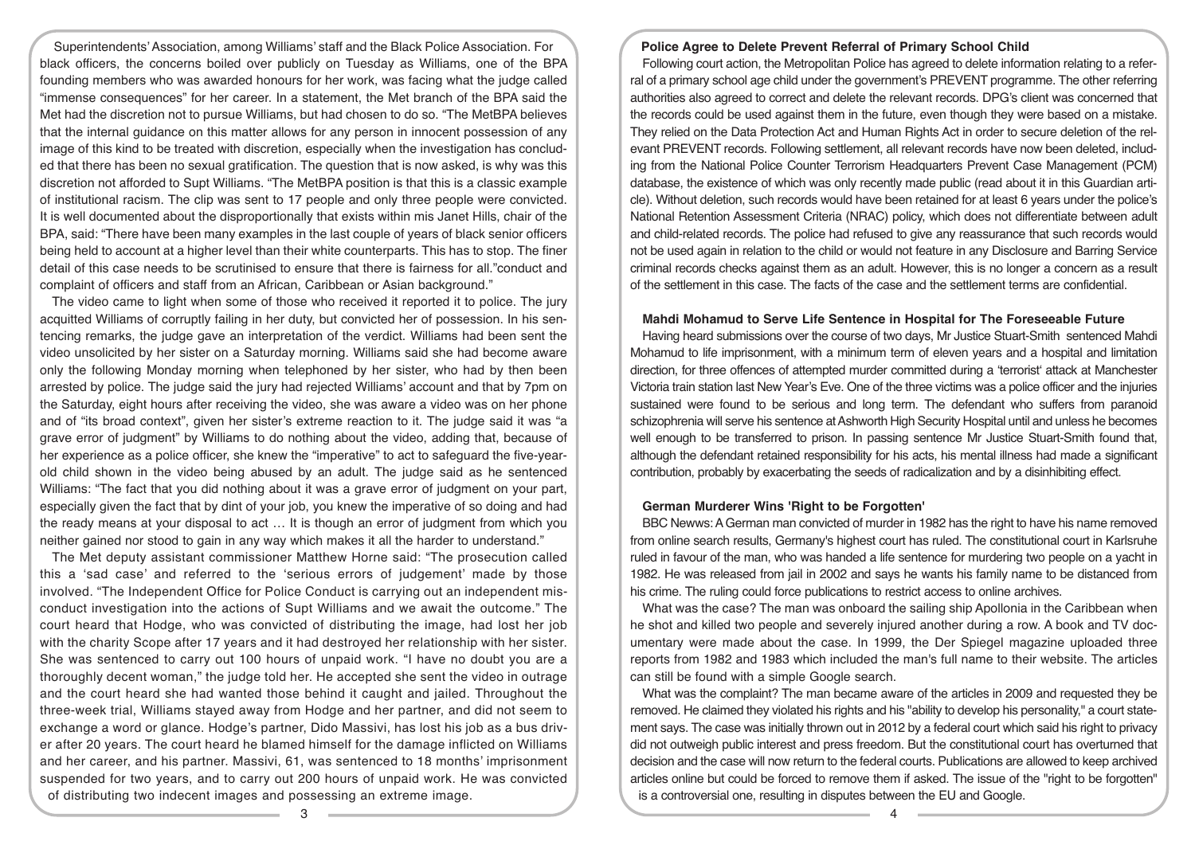Superintendents' Association, among Williams' staff and the Black Police Association. For black officers, the concerns boiled over publicly on Tuesday as Williams, one of the BPA founding members who was awarded honours for her work, was facing what the judge called "immense consequences" for her career. In a statement, the Met branch of the BPA said the Met had the discretion not to pursue Williams, but had chosen to do so. "The MetBPA believes that the internal guidance on this matter allows for any person in innocent possession of any image of this kind to be treated with discretion, especially when the investigation has concluded that there has been no sexual gratification. The question that is now asked, is why was this discretion not afforded to Supt Williams. "The MetBPA position is that this is a classic example of institutional racism. The clip was sent to 17 people and only three people were convicted. It is well documented about the disproportionally that exists within mis Janet Hills, chair of the BPA, said: "There have been many examples in the last couple of years of black senior officers being held to account at a higher level than their white counterparts. This has to stop. The finer detail of this case needs to be scrutinised to ensure that there is fairness for all."conduct and complaint of officers and staff from an African, Caribbean or Asian background."

The video came to light when some of those who received it reported it to police. The jury acquitted Williams of corruptly failing in her duty, but convicted her of possession. In his sentencing remarks, the judge gave an interpretation of the verdict. Williams had been sent the video unsolicited by her sister on a Saturday morning. Williams said she had become aware only the following Monday morning when telephoned by her sister, who had by then been arrested by police. The judge said the jury had rejected Williams' account and that by 7pm on the Saturday, eight hours after receiving the video, she was aware a video was on her phone and of "its broad context", given her sister's extreme reaction to it. The judge said it was "a grave error of judgment" by Williams to do nothing about the video, adding that, because of her experience as a police officer, she knew the "imperative" to act to safeguard the five-year-old child shown in the video being abused by an adult. The judge said as he sentenced Williams: "The fact that you did nothing about it was a grave error of judgment on your part, especially given the fact that by dint of your job, you knew the imperative of so doing and had the ready means at your disposal to act … It is though an error of judgment from which you neither gained nor stood to gain in any way which makes it all the harder to understand."

The Met deputy assistant commissioner Matthew Horne said: "The prosecution called this a 'sad case' and referred to the 'serious errors of judgement' made by those involved. "The Independent Office for Police Conduct is carrying out an independent misconduct investigation into the actions of Supt Williams and we await the outcome." The court heard that Hodge, who was convicted of distributing the image, had lost her job with the charity Scope after 17 years and it had destroyed her relationship with her sister. She was sentenced to carry out 100 hours of unpaid work. "I have no doubt you are a thoroughly decent woman," the judge told her. He accepted she sent the video in outrage and the court heard she had wanted those behind it caught and jailed. Throughout the three-week trial, Williams stayed away from Hodge and her partner, and did not seem to exchange a word or glance. Hodge's partner, Dido Massivi, has lost his job as a bus driver after 20 years. The court heard he blamed himself for the damage inflicted on Williams and her career, and his partner. Massivi, 61, was sentenced to 18 months' imprisonment suspended for two years, and to carry out 200 hours of unpaid work. He was convicted of distributing two indecent images and possessing an extreme image.

### Police Agree to Delete Prevent Referral of Primary School Child

Following court action, the Metropolitan Police has agreed to delete information relating to a referral of a primary school age child under the government's PREVENT programme. The other referring authorities also agreed to correct and delete the relevant records. DPG's client was concerned that the records could be used against them in the future, even though they were based on a mistake. They relied on the Data Protection Act and Human Rights Act in order to secure deletion of the relevant PREVENT records. Following settlement, all relevant records have now been deleted, including from the National Police Counter Terrorism Headquarters Prevent Case Management (PCM) database, the existence of which was only recently made public (read about it in this Guardian article). Without deletion, such records would have been retained for at least 6 years under the police's National Retention Assessment Criteria (NRAC) policy, which does not differentiate between adult and child-related records. The police had refused to give any reassurance that such records would not be used again in relation to the child or would not feature in any Disclosure and Barring Service criminal records checks against them as an adult. However, this is no longer a concern as a result of the settlement in this case. The facts of the case and the settlement terms are confidential.

### Mahdi Mohamud to Serve Life Sentence in Hospital for The Foreseeable Future

Having heard submissions over the course of two days, Mr Justice Stuart-Smith sentenced Mahdi Mohamud to life imprisonment, with a minimum term of eleven years and a hospital and limitation direction, for three offences of attempted murder committed during a 'terrorist' attack at Manchester Victoria train station last New Year's Eve. One of the three victims was a police officer and the injuries sustained were found to be serious and long term. The defendant who suffers from paranoid schizophrenia will serve his sentence at Ashworth High Security Hospital until and unless he becomes well enough to be transferred to prison. In passing sentence Mr Justice Stuart-Smith found that, although the defendant retained responsibility for his acts, his mental illness had made a significant contribution, probably by exacerbating the seeds of radicalization and by a disinhibiting effect.

### German Murderer Wins 'Right to be Forgotten'

BBC Newws: A German man convicted of murder in 1982 has the right to have his name removed from online search results, Germany's highest court has ruled. The constitutional court in Karlsruhe ruled in favour of the man, who was handed a life sentence for murdering two people on a yacht in 1982. He was released from jail in 2002 and says he wants his family name to be distanced from his crime. The ruling could force publications to restrict access to online archives.

What was the case? The man was onboard the sailing ship Apollonia in the Caribbean when he shot and killed two people and severely injured another during a row. A book and TV documentary were made about the case. In 1999, the Der Spiegel magazine uploaded three reports from 1982 and 1983 which included the man's full name to their website. The articles can still be found with a simple Google search.

What was the complaint? The man became aware of the articles in 2009 and requested they be removed. He claimed they violated his rights and his "ability to develop his personality," a court statement says. The case was initially thrown out in 2012 by a federal court which said his right to privacy did not outweigh public interest and press freedom. But the constitutional court has overturned that decision and the case will now return to the federal courts. Publications are allowed to keep archived articles online but could be forced to remove them if asked. The issue of the "right to be forgotten" is a controversial one, resulting in disputes between the EU and Google.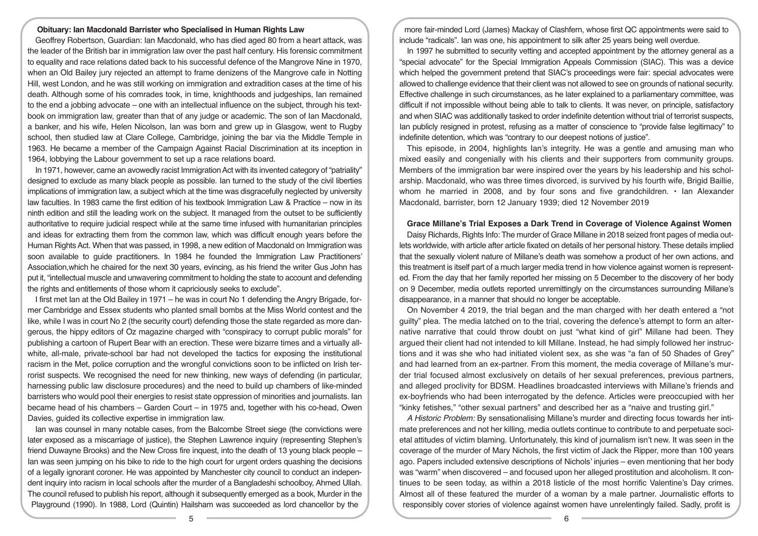## Obituary: Ian Macdonald Barrister who Specialised in Human Rights Law

Geoffrey Robertson, Guardian: Ian Macdonald, who has died aged 80 from a heart attack, was the leader of the British bar in immigration law over the past half century. His forensic commitment to equality and race relations dated back to his successful defence of the Mangrove Nine in 1970, when an Old Bailey jury rejected an attempt to frame denizens of the Mangrove cafe in Notting Hill, west London, and he was still working on immigration and extradition cases at the time of his death. Although some of his comrades took, in time, knighthoods and judgeships, Ian remained to the end a jobbing advocate – one with an intellectual influence on the subject, through his textbook on immigration law, greater than that of any judge or academic. The son of Ian Macdonald, a banker, and his wife, Helen Nicolson, Ian was born and grew up in Glasgow, went to Rugby school, then studied law at Clare College, Cambridge, joining the bar via the Middle Temple in 1963. He became a member of the Campaign Against Racial Discrimination at its inception in 1964, lobbying the Labour government to set up a race relations board.

In 1971, however, came an avowedly racist Immigration Act with its invented category of "patriality" designed to exclude as many black people as possible. Ian turned to the study of the civil liberties implications of immigration law, a subject which at the time was disgracefully neglected by university law faculties. In 1983 came the first edition of his textbook Immigration Law & Practice – now in its ninth edition and still the leading work on the subject. It managed from the outset to be sufficiently authoritative to require judicial respect while at the same time infused with humanitarian principles and ideas for extracting them from the common law, which was difficult enough years before the Human Rights Act. When that was passed, in 1998, a new edition of Macdonald on Immigration was soon available to guide practitioners. In 1984 he founded the Immigration Law Practitioners' Association,which he chaired for the next 30 years, evincing, as his friend the writer Gus John has put it, "intellectual muscle and unwavering commitment to holding the state to account and defending the rights and entitlements of those whom it capriciously seeks to exclude".

I first met Ian at the Old Bailey in 1971 – he was in court No 1 defending the Angry Brigade, former Cambridge and Essex students who planted small bombs at the Miss World contest and the like, while I was in court No 2 (the security court) defending those the state regarded as more dangerous, the hippy editors of Oz magazine charged with "conspiracy to corrupt public morals" for publishing a cartoon of Rupert Bear with an erection. These were bizarre times and a virtually all-white, all-male, private-school bar had not developed the tactics for exposing the institutional racism in the Met, police corruption and the wrongful convictions soon to be inflicted on Irish terrorist suspects. We recognised the need for new thinking, new ways of defending (in particular, harnessing public law disclosure procedures) and the need to build up chambers of like-minded barristers who would pool their energies to resist state oppression of minorities and journalists. Ian became head of his chambers – Garden Court – in 1975 and, together with his co-head, Owen Davies, guided its collective expertise in immigration law.

Ian was counsel in many notable cases, from the Balcombe Street siege (the convictions were later exposed as a miscarriage of justice), the Stephen Lawrence inquiry (representing Stephen's friend Duwayne Brooks) and the New Cross fire inquest, into the death of 13 young black people – Ian was seen jumping on his bike to ride to the high court for urgent orders quashing the decisions of a legally ignorant coroner. He was appointed by Manchester city council to conduct an independent inquiry into racism in local schools after the murder of a Bangladeshi schoolboy, Ahmed Ullah. The council refused to publish his report, although it subsequently emerged as a book, Murder in the Playground (1990). In 1988, Lord (Quintin) Hailsham was succeeded as lord chancellor by the more fair-minded Lord (James) Mackay of Clashfern, whose first QC appointments were said to include "radicals". Ian was one, his appointment to silk after 25 years being well overdue.

In 1997 he submitted to security vetting and accepted appointment by the attorney general as a "special advocate" for the Special Immigration Appeals Commission (SIAC). This was a device which helped the government pretend that SIAC's proceedings were fair: special advocates were allowed to challenge evidence that their client was not allowed to see on grounds of national security. Effective challenge in such circumstances, as he later explained to a parliamentary committee, was difficult if not impossible without being able to talk to clients. It was never, on principle, satisfactory and when SIAC was additionally tasked to order indefinite detention without trial of terrorist suspects, Ian publicly resigned in protest, refusing as a matter of conscience to "provide false legitimacy" to indefinite detention, which was "contrary to our deepest notions of justice".

This episode, in 2004, highlights Ian's integrity. He was a gentle and amusing man who mixed easily and congenially with his clients and their supporters from community groups. Members of the immigration bar were inspired over the years by his leadership and his scholarship. Macdonald, who was three times divorced, is survived by his fourth wife, Brigid Baillie, whom he married in 2008, and by four sons and five grandchildren. • Ian Alexander Macdonald, barrister, born 12 January 1939; died 12 November 2019

## Grace Millane's Trial Exposes a Dark Trend in Coverage of Violence Against Women

Daisy Richards, Rights Info: The murder of Grace Millane in 2018 seized front pages of media outlets worldwide, with article after article fixated on details of her personal history. These details implied that the sexually violent nature of Millane's death was somehow a product of her own actions, and this treatment is itself part of a much larger media trend in how violence against women is represented. From the day that her family reported her missing on 5 December to the discovery of her body on 9 December, media outlets reported unremittingly on the circumstances surrounding Millane's disappearance, in a manner that should no longer be acceptable.

On November 4 2019, the trial began and the man charged with her death entered a "not guilty" plea. The media latched on to the trial, covering the defence's attempt to form an alternative narrative that could throw doubt on just "what kind of girl" Millane had been. They argued their client had not intended to kill Millane. Instead, he had simply followed her instructions and it was she who had initiated violent sex, as she was "a fan of 50 Shades of Grey" and had learned from an ex-partner. From this moment, the media coverage of Millane's murder trial focused almost exclusively on details of her sexual preferences, previous partners, and alleged proclivity for BDSM. Headlines broadcasted interviews with Millane's friends and ex-boyfriends who had been interrogated by the defence. Articles were preoccupied with her "kinky fetishes," "other sexual partners" and described her as a "naive and trusting girl."

*A Historic Problem:* By sensationalising Millane's murder and directing focus towards her intimate preferences and not her killing, media outlets continue to contribute to and perpetuate societal attitudes of victim blaming. Unfortunately, this kind of journalism isn't new. It was seen in the coverage of the murder of Mary Nichols, the first victim of Jack the Ripper, more than 100 years ago. Papers included extensive descriptions of Nichols' injuries – even mentioning that her body was "warm" when discovered – and focused upon her alleged prostitution and alcoholism. It continues to be seen today, as within a 2018 listicle of the most horrific Valentine's Day crimes. Almost all of these featured the murder of a woman by a male partner. Journalistic efforts to responsibly cover stories of violence against women have unrelentingly failed. Sadly, profit is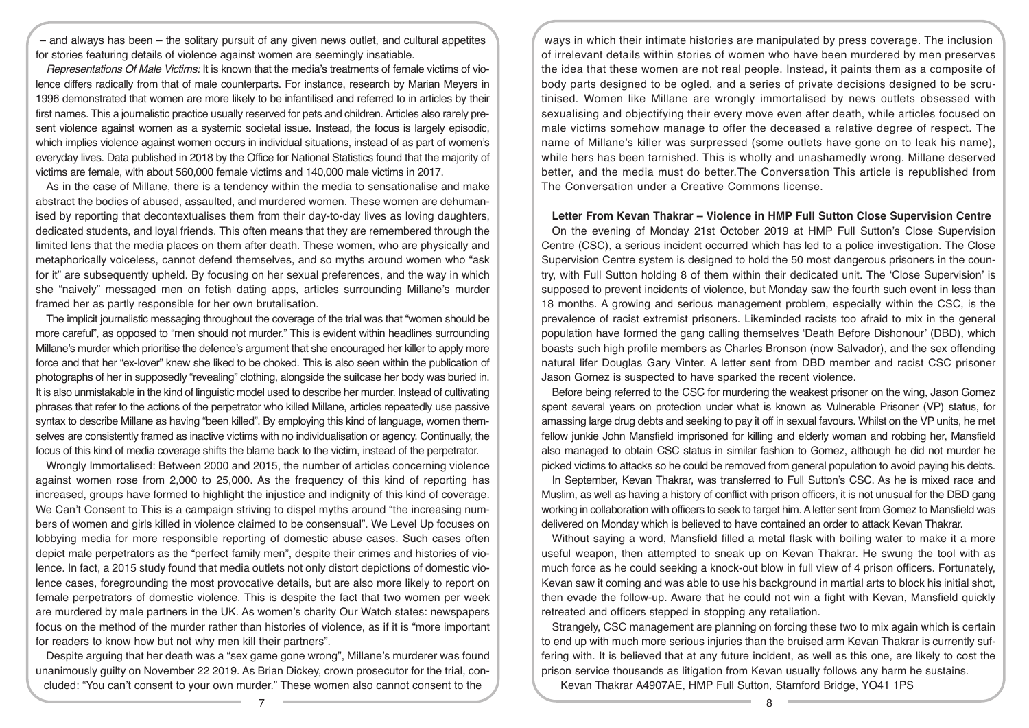– and always has been – the solitary pursuit of any given news outlet, and cultural appetites for stories featuring details of violence against women are seemingly insatiable.

*Representations Of Male Victims:* It is known that the media's treatments of female victims of violence differs radically from that of male counterparts. For instance, research by Marian Meyers in 1996 demonstrated that women are more likely to be infantilised and referred to in articles by their first names. This a journalistic practice usually reserved for pets and children. Articles also rarely present violence against women as a systemic societal issue. Instead, the focus is largely episodic, which implies violence against women occurs in individual situations, instead of as part of women's everyday lives. Data published in 2018 by the Office for National Statistics found that the majority of victims are female, with about 560,000 female victims and 140,000 male victims in 2017.

As in the case of Millane, there is a tendency within the media to sensationalise and make abstract the bodies of abused, assaulted, and murdered women. These women are dehumanised by reporting that decontextualises them from their day-to-day lives as loving daughters, dedicated students, and loyal friends. This often means that they are remembered through the limited lens that the media places on them after death. These women, who are physically and metaphorically voiceless, cannot defend themselves, and so myths around women who "ask for it" are subsequently upheld. By focusing on her sexual preferences, and the way in which she "naively" messaged men on fetish dating apps, articles surrounding Millane's murder framed her as partly responsible for her own brutalisation.

The implicit journalistic messaging throughout the coverage of the trial was that "women should be more careful", as opposed to "men should not murder." This is evident within headlines surrounding Millane's murder which prioritise the defence's argument that she encouraged her killer to apply more force and that her "ex-lover" knew she liked to be choked. This is also seen within the publication of photographs of her in supposedly "revealing" clothing, alongside the suitcase her body was buried in. It is also unmistakable in the kind of linguistic model used to describe her murder. Instead of cultivating phrases that refer to the actions of the perpetrator who killed Millane, articles repeatedly use passive syntax to describe Millane as having "been killed". By employing this kind of language, women themselves are consistently framed as inactive victims with no individualisation or agency. Continually, the focus of this kind of media coverage shifts the blame back to the victim, instead of the perpetrator.

Wrongly Immortalised: Between 2000 and 2015, the number of articles concerning violence against women rose from 2,000 to 25,000. As the frequency of this kind of reporting has increased, groups have formed to highlight the injustice and indignity of this kind of coverage. We Can't Consent to This is a campaign striving to dispel myths around "the increasing numbers of women and girls killed in violence claimed to be consensual". We Level Up focuses on lobbying media for more responsible reporting of domestic abuse cases. Such cases often depict male perpetrators as the "perfect family men", despite their crimes and histories of violence. In fact, a 2015 study found that media outlets not only distort depictions of domestic violence cases, foregrounding the most provocative details, but are also more likely to report on female perpetrators of domestic violence. This is despite the fact that two women per week are murdered by male partners in the UK. As women's charity Our Watch states: newspapers focus on the method of the murder rather than histories of violence, as if it is "more important for readers to know how but not why men kill their partners".

Despite arguing that her death was a "sex game gone wrong", Millane's murderer was found unanimously guilty on November 22 2019. As Brian Dickey, crown prosecutor for the trial, concluded: "You can't consent to your own murder." These women also cannot consent to the ways in which their intimate histories are manipulated by press coverage. The inclusion of irrelevant details within stories of women who have been murdered by men preserves the idea that these women are not real people. Instead, it paints them as a composite of body parts designed to be ogled, and a series of private decisions designed to be scrutinised. Women like Millane are wrongly immortalised by news outlets obsessed with sexualising and objectifying their every move even after death, while articles focused on male victims somehow manage to offer the deceased a relative degree of respect. The name of Millane's killer was surpressed (some outlets have gone on to leak his name), while hers has been tarnished. This is wholly and unashamedly wrong. Millane deserved better, and the media must do better.The Conversation This article is republished from The Conversation under a Creative Commons license.

**Letter From Kevan Thakrar – Violence in HMP Full Sutton Close Supervision Centre**

On the evening of Monday 21st October 2019 at HMP Full Sutton's Close Supervision Centre (CSC), a serious incident occurred which has led to a police investigation. The Close Supervision Centre system is designed to hold the 50 most dangerous prisoners in the country, with Full Sutton holding 8 of them within their dedicated unit. The 'Close Supervision' is supposed to prevent incidents of violence, but Monday saw the fourth such event in less than 18 months. A growing and serious management problem, especially within the CSC, is the prevalence of racist extremist prisoners. Likeminded racists too afraid to mix in the general population have formed the gang calling themselves 'Death Before Dishonour' (DBD), which boasts such high profile members as Charles Bronson (now Salvador), and the sex offending natural lifer Douglas Gary Vinter. A letter sent from DBD member and racist CSC prisoner Jason Gomez is suspected to have sparked the recent violence.

Before being referred to the CSC for murdering the weakest prisoner on the wing, Jason Gomez spent several years on protection under what is known as Vulnerable Prisoner (VP) status, for amassing large drug debts and seeking to pay it off in sexual favours. Whilst on the VP units, he met fellow junkie John Mansfield imprisoned for killing and elderly woman and robbing her, Mansfield also managed to obtain CSC status in similar fashion to Gomez, although he did not murder he picked victims to attacks so he could be removed from general population to avoid paying his debts.

In September, Kevan Thakrar, was transferred to Full Sutton's CSC. As he is mixed race and Muslim, as well as having a history of conflict with prison officers, it is not unusual for the DBD gang working in collaboration with officers to seek to target him. A letter sent from Gomez to Mansfield was delivered on Monday which is believed to have contained an order to attack Kevan Thakrar.

Without saying a word, Mansfield filled a metal flask with boiling water to make it a more useful weapon, then attempted to sneak up on Kevan Thakrar. He swung the tool with as much force as he could seeking a knock-out blow in full view of 4 prison officers. Fortunately, Kevan saw it coming and was able to use his background in martial arts to block his initial shot, then evade the follow-up. Aware that he could not win a fight with Kevan, Mansfield quickly retreated and officers stepped in stopping any retaliation.

Strangely, CSC management are planning on forcing these two to mix again which is certain to end up with much more serious injuries than the bruised arm Kevan Thakrar is currently suffering with. It is believed that at any future incident, as well as this one, are likely to cost the prison service thousands as litigation from Kevan usually follows any harm he sustains.

Kevan Thakrar A4907AE, HMP Full Sutton, Stamford Bridge, YO41 1PS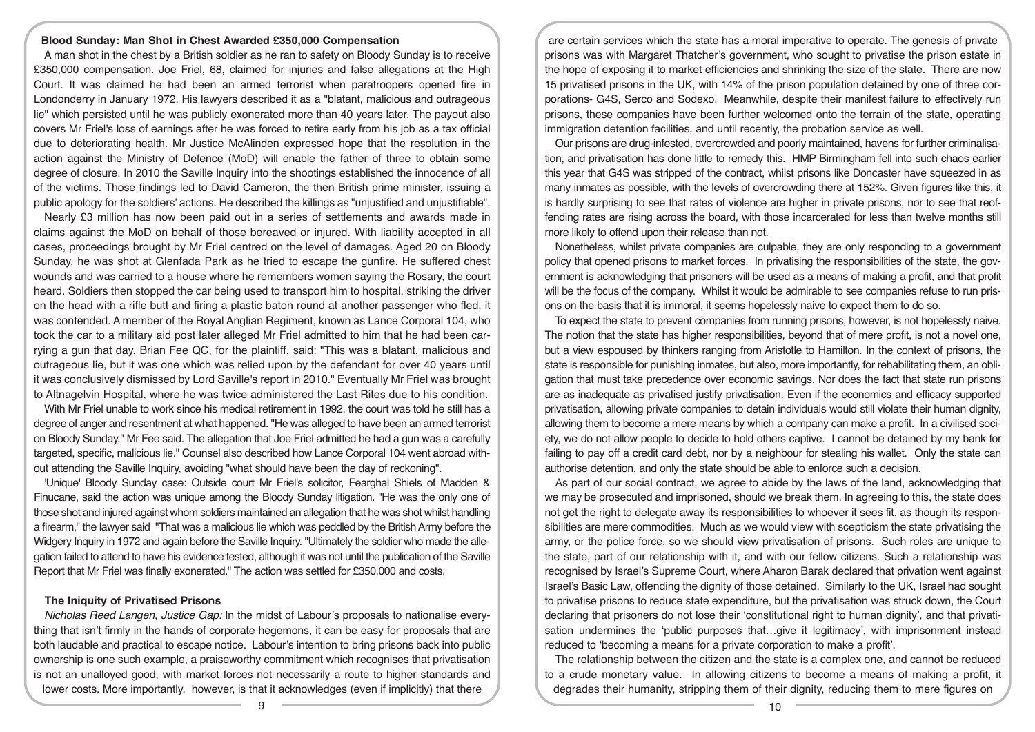## Blood Sunday: Man Shot in Chest Awarded £350,000 Compensation

A man shot in the chest by a British soldier as he ran to safety on Bloody Sunday is to receive £350,000 compensation. Joe Friel, 68, claimed for injuries and false allegations at the High Court. It was claimed he had been an armed terrorist when paratroopers opened fire in Londonderry in January 1972. His lawyers described it as a "blatant, malicious and outrageous lie" which persisted until he was publicly exonerated more than 40 years later. The payout also covers Mr Friel's loss of earnings after he was forced to retire early from his job as a tax official due to deteriorating health. Mr Justice McAlinden expressed hope that the resolution in the action against the Ministry of Defence (MoD) will enable the father of three to obtain some degree of closure. In 2010 the Saville Inquiry into the shootings established the innocence of all of the victims. Those findings led to David Cameron, the then British prime minister, issuing a public apology for the soldiers' actions. He described the killings as "unjustified and unjustifiable".

Nearly £3 million has now been paid out in a series of settlements and awards made in claims against the MoD on behalf of those bereaved or injured. With liability accepted in all cases, proceedings brought by Mr Friel centred on the level of damages. Aged 20 on Bloody Sunday, he was shot at Glenfada Park as he tried to escape the gunfire. He suffered chest wounds and was carried to a house where he remembers women saying the Rosary, the court heard. Soldiers then stopped the car being used to transport him to hospital, striking the driver on the head with a rifle butt and firing a plastic baton round at another passenger who fled, it was contended. A member of the Royal Anglian Regiment, known as Lance Corporal 104, who took the car to a military aid post later alleged Mr Friel admitted to him that he had been carrying a gun that day. Brian Fee QC, for the plaintiff, said: "This was a blatant, malicious and outrageous lie, but it was one which was relied upon by the defendant for over 40 years until it was conclusively dismissed by Lord Saville's report in 2010." Eventually Mr Friel was brought to Altnagelvin Hospital, where he was twice administered the Last Rites due to his condition.

With Mr Friel unable to work since his medical retirement in 1992, the court was told he still has a degree of anger and resentment at what happened. "He was alleged to have been an armed terrorist on Bloody Sunday," Mr Fee said. The allegation that Joe Friel admitted he had a gun was a carefully targeted, specific, malicious lie." Counsel also described how Lance Corporal 104 went abroad without attending the Saville Inquiry, avoiding "what should have been the day of reckoning".

'Unique' Bloody Sunday case: Outside court Mr Friel's solicitor, Fearghal Shiels of Madden & Finucane, said the action was unique among the Bloody Sunday litigation. "He was the only one of those shot and injured against whom soldiers maintained an allegation that he was shot whilst handling a firearm," the lawyer said "That was a malicious lie which was peddled by the British Army before the Widgery Inquiry in 1972 and again before the Saville Inquiry. "Ultimately the soldier who made the allegation failed to attend to have his evidence tested, although it was not until the publication of the Saville Report that Mr Friel was finally exonerated." The action was settled for £350,000 and costs.

## The Iniquity of Privatised Prisons

*Nicholas Reed Langen, Justice Gap:* In the midst of Labour's proposals to nationalise everything that isn't firmly in the hands of corporate hegemons, it can be easy for proposals that are both laudable and practical to escape notice. Labour's intention to bring prisons back into public ownership is one such example, a praiseworthy commitment which recognises that privatisation is not an unalloyed good, with market forces not necessarily a route to higher standards and lower costs. More importantly, however, is that it acknowledges (even if implicitly) that there are certain services which the state has a moral imperative to operate. The genesis of private prisons was with Margaret Thatcher's government, who sought to privatise the prison estate in the hope of exposing it to market efficiencies and shrinking the size of the state. There are now 15 privatised prisons in the UK, with 14% of the prison population detained by one of three corporations- G4S, Serco and Sodexo. Meanwhile, despite their manifest failure to effectively run prisons, these companies have been further welcomed onto the terrain of the state, operating immigration detention facilities, and until recently, the probation service as well.

Our prisons are drug-infested, overcrowded and poorly maintained, havens for further criminalisation, and privatisation has done little to remedy this. HMP Birmingham fell into such chaos earlier this year that G4S was stripped of the contract, whilst prisons like Doncaster have squeezed in as many inmates as possible, with the levels of overcrowding there at 152%. Given figures like this, it is hardly surprising to see that rates of violence are higher in private prisons, nor to see that reoffending rates are rising across the board, with those incarcerated for less than twelve months still more likely to offend upon their release than not.

Nonetheless, whilst private companies are culpable, they are only responding to a government policy that opened prisons to market forces. In privatising the responsibilities of the state, the government is acknowledging that prisoners will be used as a means of making a profit, and that profit will be the focus of the company. Whilst it would be admirable to see companies refuse to run prisons on the basis that it is immoral, it seems hopelessly naive to expect them to do so.

To expect the state to prevent companies from running prisons, however, is not hopelessly naive. The notion that the state has higher responsibilities, beyond that of mere profit, is not a novel one, but a view espoused by thinkers ranging from Aristotle to Hamilton. In the context of prisons, the state is responsible for punishing inmates, but also, more importantly, for rehabilitating them, an obligation that must take precedence over economic savings. Nor does the fact that state run prisons are as inadequate as privatised justify privatisation. Even if the economics and efficacy supported privatisation, allowing private companies to detain individuals would still violate their human dignity, allowing them to become a mere means by which a company can make a profit. In a civilised society, we do not allow people to decide to hold others captive. I cannot be detained by my bank for failing to pay off a credit card debt, nor by a neighbour for stealing his wallet. Only the state can authorise detention, and only the state should be able to enforce such a decision.

As part of our social contract, we agree to abide by the laws of the land, acknowledging that we may be prosecuted and imprisoned, should we break them. In agreeing to this, the state does not get the right to delegate away its responsibilities to whoever it sees fit, as though its responsibilities are mere commodities. Much as we would view with scepticism the state privatising the army, or the police force, so we should view privatisation of prisons. Such roles are unique to the state, part of our relationship with it, and with our fellow citizens. Such a relationship was recognised by Israel's Supreme Court, where Aharon Barak declared that privation went against Israel's Basic Law, offending the dignity of those detained. Similarly to the UK, Israel had sought to privatise prisons to reduce state expenditure, but the privatisation was struck down, the Court declaring that prisoners do not lose their 'constitutional right to human dignity', and that privatisation undermines the 'public purposes that…give it legitimacy', with imprisonment instead reduced to 'becoming a means for a private corporation to make a profit'.

The relationship between the citizen and the state is a complex one, and cannot be reduced to a crude monetary value. In allowing citizens to become a means of making a profit, it degrades their humanity, stripping them of their dignity, reducing them to mere figures on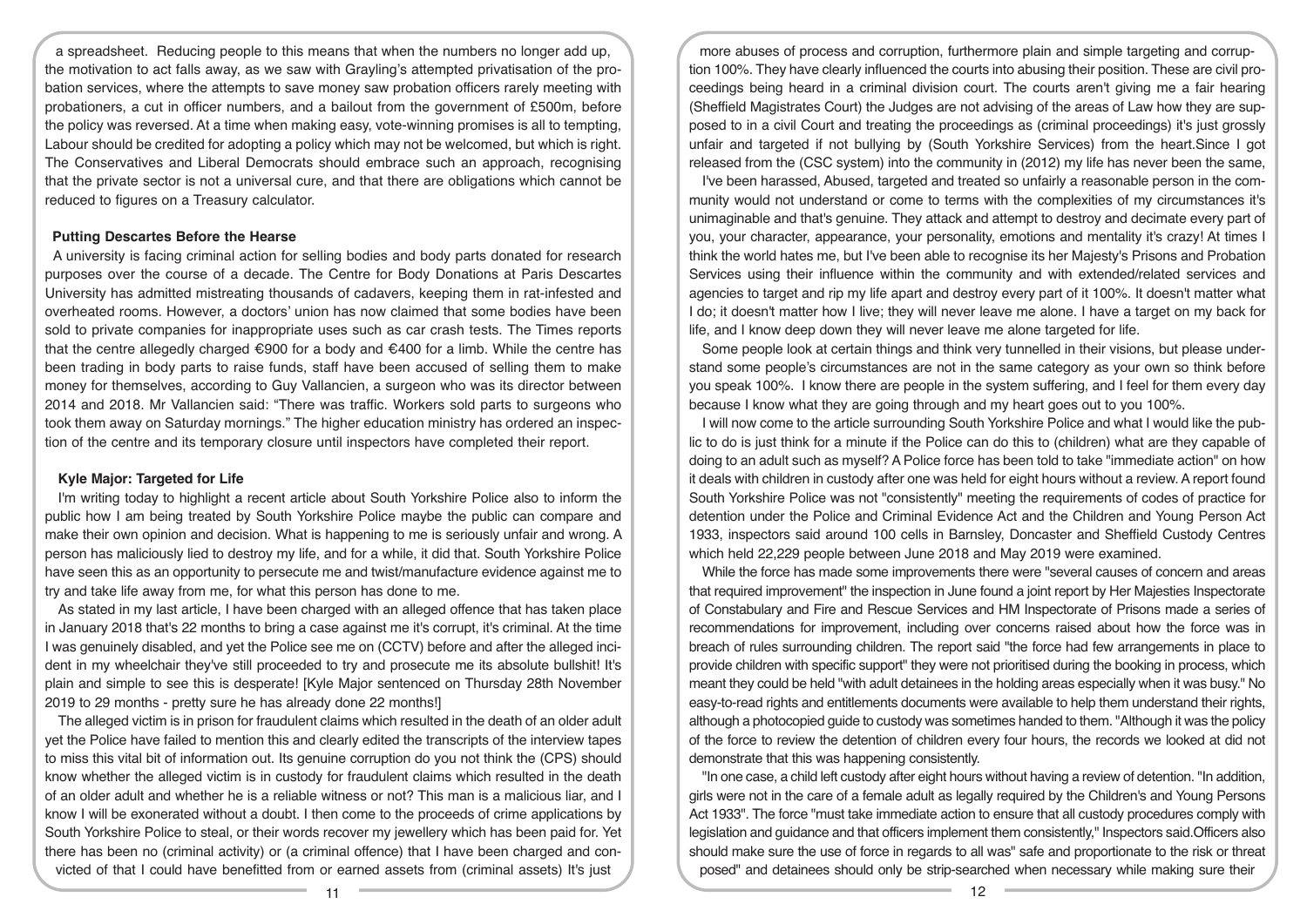a spreadsheet. Reducing people to this means that when the numbers no longer add up, the motivation to act falls away, as we saw with Grayling's attempted privatisation of the probation services, where the attempts to save money saw probation officers rarely meeting with probationers, a cut in officer numbers, and a bailout from the government of £500m, before the policy was reversed. At a time when making easy, vote-winning promises is all to tempting, Labour should be credited for adopting a policy which may not be welcomed, but which is right. The Conservatives and Liberal Democrats should embrace such an approach, recognising that the private sector is not a universal cure, and that there are obligations which cannot be reduced to figures on a Treasury calculator.

**Putting Descartes Before the Hearse**

A university is facing criminal action for selling bodies and body parts donated for research purposes over the course of a decade. The Centre for Body Donations at Paris Descartes University has admitted mistreating thousands of cadavers, keeping them in rat-infested and overheated rooms. However, a doctors' union has now claimed that some bodies have been sold to private companies for inappropriate uses such as car crash tests. The Times reports that the centre allegedly charged €900 for a body and €400 for a limb. While the centre has been trading in body parts to raise funds, staff have been accused of selling them to make money for themselves, according to Guy Vallancien, a surgeon who was its director between 2014 and 2018. Mr Vallancien said: "There was traffic. Workers sold parts to surgeons who took them away on Saturday mornings." The higher education ministry has ordered an inspection of the centre and its temporary closure until inspectors have completed their report.

**Kyle Major: Targeted for Life**

I'm writing today to highlight a recent article about South Yorkshire Police also to inform the public how I am being treated by South Yorkshire Police maybe the public can compare and make their own opinion and decision. What is happening to me is seriously unfair and wrong. A person has maliciously lied to destroy my life, and for a while, it did that. South Yorkshire Police have seen this as an opportunity to persecute me and twist/manufacture evidence against me to try and take life away from me, for what this person has done to me.

As stated in my last article, I have been charged with an alleged offence that has taken place in January 2018 that's 22 months to bring a case against me it's corrupt, it's criminal. At the time I was genuinely disabled, and yet the Police see me on (CCTV) before and after the alleged incident in my wheelchair they've still proceeded to try and prosecute me its absolute bullshit! It's plain and simple to see this is desperate! [Kyle Major sentenced on Thursday 28th November 2019 to 29 months - pretty sure he has already done 22 months!]

The alleged victim is in prison for fraudulent claims which resulted in the death of an older adult yet the Police have failed to mention this and clearly edited the transcripts of the interview tapes to miss this vital bit of information out. Its genuine corruption do you not think the (CPS) should know whether the alleged victim is in custody for fraudulent claims which resulted in the death of an older adult and whether he is a reliable witness or not? This man is a malicious liar, and I know I will be exonerated without a doubt. I then come to the proceeds of crime applications by South Yorkshire Police to steal, or their words recover my jewellery which has been paid for. Yet there has been no (criminal activity) or (a criminal offence) that I have been charged and convicted of that I could have benefitted from or earned assets from (criminal assets) It's just more abuses of process and corruption, furthermore plain and simple targeting and corruption 100%. They have clearly influenced the courts into abusing their position. These are civil proceedings being heard in a criminal division court. The courts aren't giving me a fair hearing (Sheffield Magistrates Court) the Judges are not advising of the areas of Law how they are supposed to in a civil Court and treating the proceedings as (criminal proceedings) it's just grossly unfair and targeted if not bullying by (South Yorkshire Services) from the heart.Since I got released from the (CSC system) into the community in (2012) my life has never been the same,

I've been harassed, Abused, targeted and treated so unfairly a reasonable person in the community would not understand or come to terms with the complexities of my circumstances it's unimaginable and that's genuine. They attack and attempt to destroy and decimate every part of you, your character, appearance, your personality, emotions and mentality it's crazy! At times I think the world hates me, but I've been able to recognise its her Majesty's Prisons and Probation Services using their influence within the community and with extended/related services and agencies to target and rip my life apart and destroy every part of it 100%. It doesn't matter what I do; it doesn't matter how I live; they will never leave me alone. I have a target on my back for life, and I know deep down they will never leave me alone targeted for life.

Some people look at certain things and think very tunnelled in their visions, but please understand some people's circumstances are not in the same category as your own so think before you speak 100%. I know there are people in the system suffering, and I feel for them every day because I know what they are going through and my heart goes out to you 100%.

I will now come to the article surrounding South Yorkshire Police and what I would like the public to do is just think for a minute if the Police can do this to (children) what are they capable of doing to an adult such as myself? A Police force has been told to take "immediate action" on how it deals with children in custody after one was held for eight hours without a review. A report found South Yorkshire Police was not "consistently" meeting the requirements of codes of practice for detention under the Police and Criminal Evidence Act and the Children and Young Person Act 1933, inspectors said around 100 cells in Barnsley, Doncaster and Sheffield Custody Centres which held 22,229 people between June 2018 and May 2019 were examined.

While the force has made some improvements there were "several causes of concern and areas that required improvement" the inspection in June found a joint report by Her Majesties Inspectorate of Constabulary and Fire and Rescue Services and HM Inspectorate of Prisons made a series of recommendations for improvement, including over concerns raised about how the force was in breach of rules surrounding children. The report said "the force had few arrangements in place to provide children with specific support" they were not prioritised during the booking in process, which meant they could be held "with adult detainees in the holding areas especially when it was busy." No easy-to-read rights and entitlements documents were available to help them understand their rights, although a photocopied guide to custody was sometimes handed to them. "Although it was the policy of the force to review the detention of children every four hours, the records we looked at did not demonstrate that this was happening consistently.

"In one case, a child left custody after eight hours without having a review of detention. "In addition, girls were not in the care of a female adult as legally required by the Children's and Young Persons Act 1933". The force "must take immediate action to ensure that all custody procedures comply with legislation and guidance and that officers implement them consistently," Inspectors said.Officers also should make sure the use of force in regards to all was" safe and proportionate to the risk or threat posed" and detainees should only be strip-searched when necessary while making sure their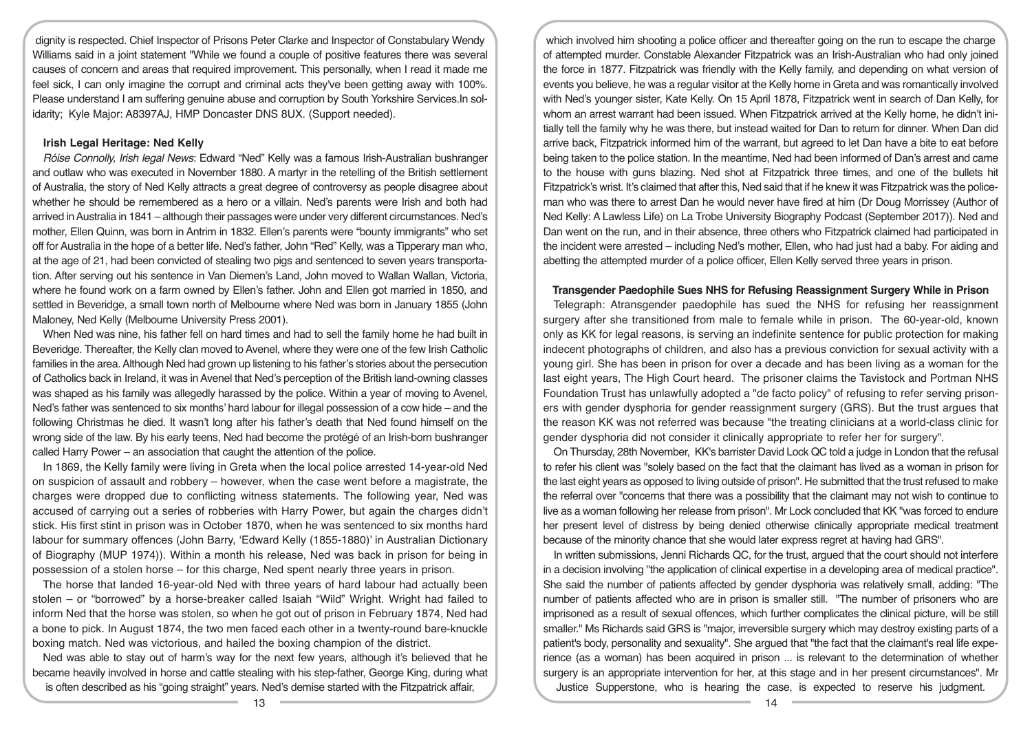dignity is respected. Chief Inspector of Prisons Peter Clarke and Inspector of Constabulary Wendy Williams said in a joint statement "While we found a couple of positive features there was several causes of concern and areas that required improvement. This personally, when I read it made me feel sick, I can only imagine the corrupt and criminal acts they've been getting away with 100%. Please understand I am suffering genuine abuse and corruption by South Yorkshire Services.In solidarity; Kyle Major: A8397AJ, HMP Doncaster DNS 8UX. (Support needed).

### Irish Legal Heritage: Ned Kelly

*Róise Connolly, Irish legal News*: Edward "Ned" Kelly was a famous Irish-Australian bushranger and outlaw who was executed in November 1880. A martyr in the retelling of the British settlement of Australia, the story of Ned Kelly attracts a great degree of controversy as people disagree about whether he should be remembered as a hero or a villain. Ned's parents were Irish and both had arrived in Australia in 1841 – although their passages were under very different circumstances. Ned's mother, Ellen Quinn, was born in Antrim in 1832. Ellen's parents were "bounty immigrants" who set off for Australia in the hope of a better life. Ned's father, John "Red" Kelly, was a Tipperary man who, at the age of 21, had been convicted of stealing two pigs and sentenced to seven years transportation. After serving out his sentence in Van Diemen's Land, John moved to Wallan Wallan, Victoria, where he found work on a farm owned by Ellen's father. John and Ellen got married in 1850, and settled in Beveridge, a small town north of Melbourne where Ned was born in January 1855 (John Maloney, Ned Kelly (Melbourne University Press 2001).

When Ned was nine, his father fell on hard times and had to sell the family home he had built in Beveridge. Thereafter, the Kelly clan moved to Avenel, where they were one of the few Irish Catholic families in the area. Although Ned had grown up listening to his father's stories about the persecution of Catholics back in Ireland, it was in Avenel that Ned's perception of the British land-owning classes was shaped as his family was allegedly harassed by the police. Within a year of moving to Avenel, Ned's father was sentenced to six months' hard labour for illegal possession of a cow hide – and the following Christmas he died. It wasn't long after his father's death that Ned found himself on the wrong side of the law. By his early teens, Ned had become the protégé of an Irish-born bushranger called Harry Power – an association that caught the attention of the police.

In 1869, the Kelly family were living in Greta when the local police arrested 14-year-old Ned on suspicion of assault and robbery – however, when the case went before a magistrate, the charges were dropped due to conflicting witness statements. The following year, Ned was accused of carrying out a series of robberies with Harry Power, but again the charges didn't stick. His first stint in prison was in October 1870, when he was sentenced to six months hard labour for summary offences (John Barry, 'Edward Kelly (1855-1880)' in Australian Dictionary of Biography (MUP 1974)). Within a month his release, Ned was back in prison for being in possession of a stolen horse – for this charge, Ned spent nearly three years in prison.

The horse that landed 16-year-old Ned with three years of hard labour had actually been stolen – or "borrowed" by a horse-breaker called Isaiah "Wild" Wright. Wright had failed to inform Ned that the horse was stolen, so when he got out of prison in February 1874, Ned had a bone to pick. In August 1874, the two men faced each other in a twenty-round bare-knuckle boxing match. Ned was victorious, and hailed the boxing champion of the district.

Ned was able to stay out of harm's way for the next few years, although it's believed that he became heavily involved in horse and cattle stealing with his step-father, George King, during what is often described as his "going straight" years. Ned's demise started with the Fitzpatrick affair, which involved him shooting a police officer and thereafter going on the run to escape the charge of attempted murder. Constable Alexander Fitzpatrick was an Irish-Australian who had only joined the force in 1877. Fitzpatrick was friendly with the Kelly family, and depending on what version of events you believe, he was a regular visitor at the Kelly home in Greta and was romantically involved with Ned's younger sister, Kate Kelly. On 15 April 1878, Fitzpatrick went in search of Dan Kelly, for whom an arrest warrant had been issued. When Fitzpatrick arrived at the Kelly home, he didn't initially tell the family why he was there, but instead waited for Dan to return for dinner. When Dan did arrive back, Fitzpatrick informed him of the warrant, but agreed to let Dan have a bite to eat before being taken to the police station. In the meantime, Ned had been informed of Dan's arrest and came to the house with guns blazing. Ned shot at Fitzpatrick three times, and one of the bullets hit Fitzpatrick's wrist. It's claimed that after this, Ned said that if he knew it was Fitzpatrick was the policeman who was there to arrest Dan he would never have fired at him (Dr Doug Morrissey (Author of Ned Kelly: A Lawless Life) on La Trobe University Biography Podcast (September 2017)). Ned and Dan went on the run, and in their absence, three others who Fitzpatrick claimed had participated in the incident were arrested – including Ned's mother, Ellen, who had just had a baby. For aiding and abetting the attempted murder of a police officer, Ellen Kelly served three years in prison.

### Transgender Paedophile Sues NHS for Refusing Reassignment Surgery While in Prison

Telegraph: Atransgender paedophile has sued the NHS for refusing her reassignment surgery after she transitioned from male to female while in prison. The 60-year-old, known only as KK for legal reasons, is serving an indefinite sentence for public protection for making indecent photographs of children, and also has a previous conviction for sexual activity with a young girl. She has been in prison for over a decade and has been living as a woman for the last eight years, The High Court heard. The prisoner claims the Tavistock and Portman NHS Foundation Trust has unlawfully adopted a "de facto policy" of refusing to refer serving prisoners with gender dysphoria for gender reassignment surgery (GRS). But the trust argues that the reason KK was not referred was because "the treating clinicians at a world-class clinic for gender dysphoria did not consider it clinically appropriate to refer her for surgery".

On Thursday, 28th November, KK's barrister David Lock QC told a judge in London that the refusal to refer his client was "solely based on the fact that the claimant has lived as a woman in prison for the last eight years as opposed to living outside of prison". He submitted that the trust refused to make the referral over "concerns that there was a possibility that the claimant may not wish to continue to live as a woman following her release from prison". Mr Lock concluded that KK "was forced to endure her present level of distress by being denied otherwise clinically appropriate medical treatment because of the minority chance that she would later express regret at having had GRS".

In written submissions, Jenni Richards QC, for the trust, argued that the court should not interfere in a decision involving "the application of clinical expertise in a developing area of medical practice". She said the number of patients affected by gender dysphoria was relatively small, adding: "The number of patients affected who are in prison is smaller still. "The number of prisoners who are imprisoned as a result of sexual offences, which further complicates the clinical picture, will be still smaller." Ms Richards said GRS is "major, irreversible surgery which may destroy existing parts of a patient's body, personality and sexuality". She argued that "the fact that the claimant's real life experience (as a woman) has been acquired in prison ... is relevant to the determination of whether surgery is an appropriate intervention for her, at this stage and in her present circumstances". Mr Justice Supperstone, who is hearing the case, is expected to reserve his judgment.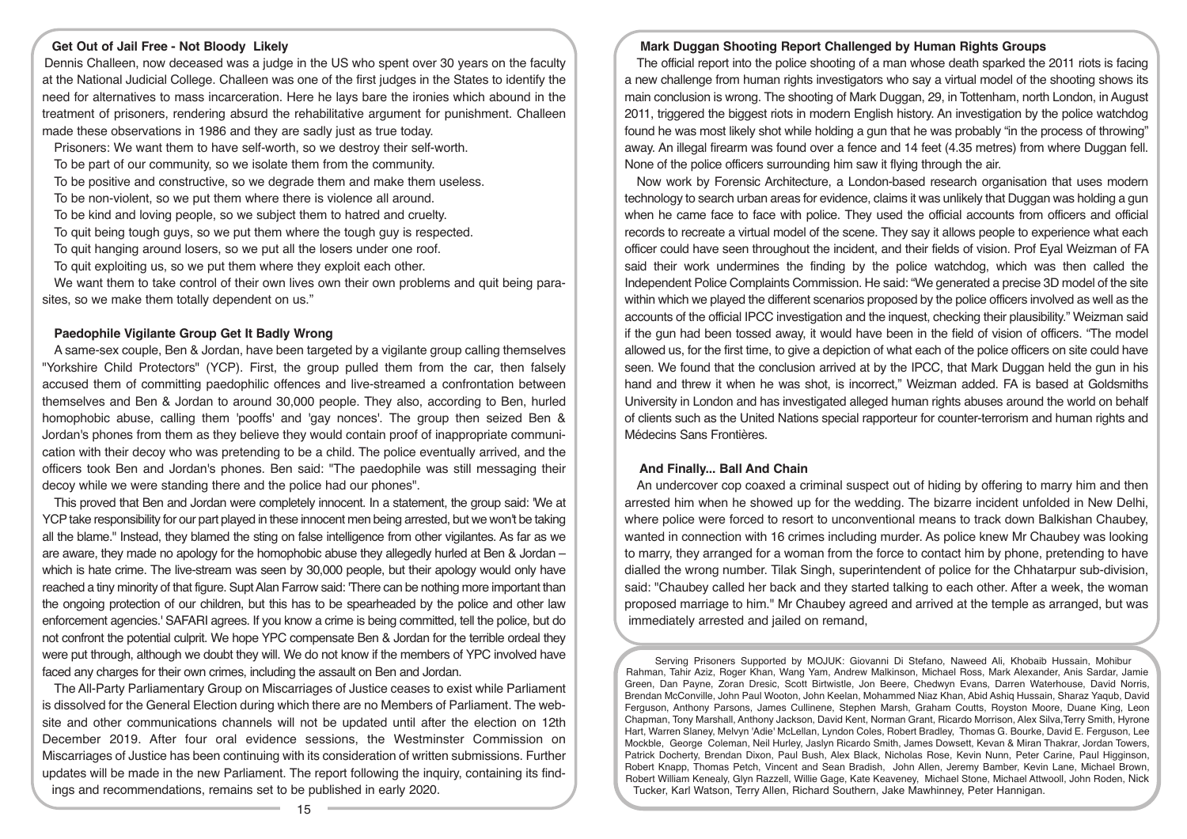### Get Out of Jail Free - Not Bloody Likely

Dennis Challeen, now deceased was a judge in the US who spent over 30 years on the faculty at the National Judicial College. Challeen was one of the first judges in the States to identify the need for alternatives to mass incarceration. Here he lays bare the ironies which abound in the treatment of prisoners, rendering absurd the rehabilitative argument for punishment. Challeen made these observations in 1986 and they are sadly just as true today.

Prisoners: We want them to have self-worth, so we destroy their self-worth.

To be part of our community, so we isolate them from the community.

To be positive and constructive, so we degrade them and make them useless.

To be non-violent, so we put them where there is violence all around.

To be kind and loving people, so we subject them to hatred and cruelty.

To quit being tough guys, so we put them where the tough guy is respected.

To quit hanging around losers, so we put all the losers under one roof.

To quit exploiting us, so we put them where they exploit each other.

We want them to take control of their own lives own their own problems and quit being parasites, so we make them totally dependent on us."

### Paedophile Vigilante Group Get It Badly Wrong

A same-sex couple, Ben & Jordan, have been targeted by a vigilante group calling themselves "Yorkshire Child Protectors" (YCP). First, the group pulled them from the car, then falsely accused them of committing paedophilic offences and live-streamed a confrontation between themselves and Ben & Jordan to around 30,000 people. They also, according to Ben, hurled homophobic abuse, calling them 'pooffs' and 'gay nonces'. The group then seized Ben & Jordan's phones from them as they believe they would contain proof of inappropriate communication with their decoy who was pretending to be a child. The police eventually arrived, and the officers took Ben and Jordan's phones. Ben said: "The paedophile was still messaging their decoy while we were standing there and the police had our phones".

This proved that Ben and Jordan were completely innocent. In a statement, the group said: 'We at YCP take responsibility for our part played in these innocent men being arrested, but we won't be taking all the blame." Instead, they blamed the sting on false intelligence from other vigilantes. As far as we are aware, they made no apology for the homophobic abuse they allegedly hurled at Ben & Jordan – which is hate crime. The live-stream was seen by 30,000 people, but their apology would only have reached a tiny minority of that figure. Supt Alan Farrow said: 'There can be nothing more important than the ongoing protection of our children, but this has to be spearheaded by the police and other law enforcement agencies.' SAFARI agrees. If you know a crime is being committed, tell the police, but do not confront the potential culprit. We hope YPC compensate Ben & Jordan for the terrible ordeal they were put through, although we doubt they will. We do not know if the members of YPC involved have faced any charges for their own crimes, including the assault on Ben and Jordan.

The All-Party Parliamentary Group on Miscarriages of Justice ceases to exist while Parliament is dissolved for the General Election during which there are no Members of Parliament. The website and other communications channels will not be updated until after the election on 12th December 2019. After four oral evidence sessions, the Westminster Commission on Miscarriages of Justice has been continuing with its consideration of written submissions. Further updates will be made in the new Parliament. The report following the inquiry, containing its findings and recommendations, remains set to be published in early 2020.

### Mark Duggan Shooting Report Challenged by Human Rights Groups

The official report into the police shooting of a man whose death sparked the 2011 riots is facing a new challenge from human rights investigators who say a virtual model of the shooting shows its main conclusion is wrong. The shooting of Mark Duggan, 29, in Tottenham, north London, in August 2011, triggered the biggest riots in modern English history. An investigation by the police watchdog found he was most likely shot while holding a gun that he was probably "in the process of throwing" away. An illegal firearm was found over a fence and 14 feet (4.35 metres) from where Duggan fell. None of the police officers surrounding him saw it flying through the air.

Now work by Forensic Architecture, a London-based research organisation that uses modern technology to search urban areas for evidence, claims it was unlikely that Duggan was holding a gun when he came face to face with police. They used the official accounts from officers and official records to recreate a virtual model of the scene. They say it allows people to experience what each officer could have seen throughout the incident, and their fields of vision. Prof Eyal Weizman of FA said their work undermines the finding by the police watchdog, which was then called the Independent Police Complaints Commission. He said: "We generated a precise 3D model of the site within which we played the different scenarios proposed by the police officers involved as well as the accounts of the official IPCC investigation and the inquest, checking their plausibility." Weizman said if the gun had been tossed away, it would have been in the field of vision of officers. "The model allowed us, for the first time, to give a depiction of what each of the police officers on site could have seen. We found that the conclusion arrived at by the IPCC, that Mark Duggan held the gun in his hand and threw it when he was shot, is incorrect," Weizman added. FA is based at Goldsmiths University in London and has investigated alleged human rights abuses around the world on behalf of clients such as the United Nations special rapporteur for counter-terrorism and human rights and Médecins Sans Frontières.

### And Finally... Ball And Chain

An undercover cop coaxed a criminal suspect out of hiding by offering to marry him and then arrested him when he showed up for the wedding. The bizarre incident unfolded in New Delhi, where police were forced to resort to unconventional means to track down Balkishan Chaubey, wanted in connection with 16 crimes including murder. As police knew Mr Chaubey was looking to marry, they arranged for a woman from the force to contact him by phone, pretending to have dialled the wrong number. Tilak Singh, superintendent of police for the Chhatarpur sub-division, said: "Chaubey called her back and they started talking to each other. After a week, the woman proposed marriage to him." Mr Chaubey agreed and arrived at the temple as arranged, but was immediately arrested and jailed on remand,

Serving Prisoners Supported by MOJUK: Giovanni Di Stefano, Naweed Ali, Khobaib Hussain, Mohibur Rahman, Tahir Aziz, Roger Khan, Wang Yam, Andrew Malkinson, Michael Ross, Mark Alexander, Anis Sardar, Jamie Green, Dan Payne, Zoran Dresic, Scott Birtwistle, Jon Beere, Chedwyn Evans, Darren Waterhouse, David Norris, Brendan McConville, John Paul Wooton, John Keelan, Mohammed Niaz Khan, Abid Ashiq Hussain, Sharaz Yaqub, David Ferguson, Anthony Parsons, James Cullinene, Stephen Marsh, Graham Coutts, Royston Moore, Duane King, Leon Chapman, Tony Marshall, Anthony Jackson, David Kent, Norman Grant, Ricardo Morrison, Alex Silva,Terry Smith, Hyrone Hart, Warren Slaney, Melvyn 'Adie' McLellan, Lyndon Coles, Robert Bradley, Thomas G. Bourke, David E. Ferguson, Lee Mockble, George Coleman, Neil Hurley, Jaslyn Ricardo Smith, James Dowsett, Kevan & Miran Thakrar, Jordan Towers, Patrick Docherty, Brendan Dixon, Paul Bush, Alex Black, Nicholas Rose, Kevin Nunn, Peter Carine, Paul Higginson, Robert Knapp, Thomas Petch, Vincent and Sean Bradish, John Allen, Jeremy Bamber, Kevin Lane, Michael Brown, Robert William Kenealy, Glyn Razzell, Willie Gage, Kate Keaveney, Michael Stone, Michael Attwooll, John Roden, Nick Tucker, Karl Watson, Terry Allen, Richard Southern, Jake Mawhinney, Peter Hannigan.